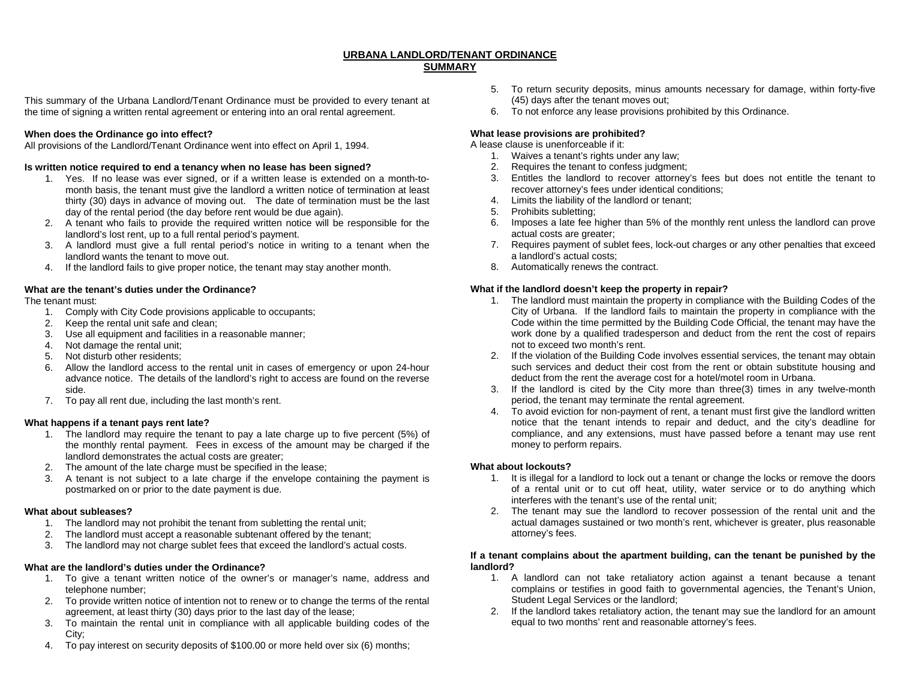# URBANA LANDLORD/TENANT ORDINANCE
## SUMMARY

This summary of the Urbana Landlord/Tenant Ordinance must be provided to every tenant at the time of signing a written rental agreement or entering into an oral rental agreement.

**When does the Ordinance go into effect?**
All provisions of the Landlord/Tenant Ordinance went into effect on April 1, 1994.

**Is written notice required to end a tenancy when no lease has been signed?**

1. Yes. If no lease was ever signed, or if a written lease is extended on a month-to-month basis, the tenant must give the landlord a written notice of termination at least thirty (30) days in advance of moving out. The date of termination must be the last day of the rental period (the day before rent would be due again).
2. A tenant who fails to provide the required written notice will be responsible for the landlord's lost rent, up to a full rental period's payment.
3. A landlord must give a full rental period's notice in writing to a tenant when the landlord wants the tenant to move out.
4. If the landlord fails to give proper notice, the tenant may stay another month.

**What are the tenant's duties under the Ordinance?**
The tenant must:

1. Comply with City Code provisions applicable to occupants;
2. Keep the rental unit safe and clean;
3. Use all equipment and facilities in a reasonable manner;
4. Not damage the rental unit;
5. Not disturb other residents;
6. Allow the landlord access to the rental unit in cases of emergency or upon 24-hour advance notice. The details of the landlord's right to access are found on the reverse side.
7. To pay all rent due, including the last month's rent.

**What happens if a tenant pays rent late?**

1. The landlord may require the tenant to pay a late charge up to five percent (5%) of the monthly rental payment. Fees in excess of the amount may be charged if the landlord demonstrates the actual costs are greater;
2. The amount of the late charge must be specified in the lease;
3. A tenant is not subject to a late charge if the envelope containing the payment is postmarked on or prior to the date payment is due.

**What about subleases?**

1. The landlord may not prohibit the tenant from subletting the rental unit;
2. The landlord must accept a reasonable subtenant offered by the tenant;
3. The landlord may not charge sublet fees that exceed the landlord's actual costs.

**What are the landlord's duties under the Ordinance?**

1. To give a tenant written notice of the owner's or manager's name, address and telephone number;
2. To provide written notice of intention not to renew or to change the terms of the rental agreement, at least thirty (30) days prior to the last day of the lease;
3. To maintain the rental unit in compliance with all applicable building codes of the City;
4. To pay interest on security deposits of $100.00 or more held over six (6) months;
5. To return security deposits, minus amounts necessary for damage, within forty-five (45) days after the tenant moves out;
6. To not enforce any lease provisions prohibited by this Ordinance.

**What lease provisions are prohibited?**
A lease clause is unenforceable if it:

1. Waives a tenant's rights under any law;
2. Requires the tenant to confess judgment;
3. Entitles the landlord to recover attorney's fees but does not entitle the tenant to recover attorney's fees under identical conditions;
4. Limits the liability of the landlord or tenant;
5. Prohibits subletting;
6. Imposes a late fee higher than 5% of the monthly rent unless the landlord can prove actual costs are greater;
7. Requires payment of sublet fees, lock-out charges or any other penalties that exceed a landlord's actual costs;
8. Automatically renews the contract.

**What if the landlord doesn't keep the property in repair?**

1. The landlord must maintain the property in compliance with the Building Codes of the City of Urbana. If the landlord fails to maintain the property in compliance with the Code within the time permitted by the Building Code Official, the tenant may have the work done by a qualified tradesperson and deduct from the rent the cost of repairs not to exceed two month's rent.
2. If the violation of the Building Code involves essential services, the tenant may obtain such services and deduct their cost from the rent or obtain substitute housing and deduct from the rent the average cost for a hotel/motel room in Urbana.
3. If the landlord is cited by the City more than three(3) times in any twelve-month period, the tenant may terminate the rental agreement.
4. To avoid eviction for non-payment of rent, a tenant must first give the landlord written notice that the tenant intends to repair and deduct, and the city's deadline for compliance, and any extensions, must have passed before a tenant may use rent money to perform repairs.

**What about lockouts?**

1. It is illegal for a landlord to lock out a tenant or change the locks or remove the doors of a rental unit or to cut off heat, utility, water service or to do anything which interferes with the tenant's use of the rental unit;
2. The tenant may sue the landlord to recover possession of the rental unit and the actual damages sustained or two month's rent, whichever is greater, plus reasonable attorney's fees.

**If a tenant complains about the apartment building, can the tenant be punished by the landlord?**

1. A landlord can not take retaliatory action against a tenant because a tenant complains or testifies in good faith to governmental agencies, the Tenant's Union, Student Legal Services or the landlord;
2. If the landlord takes retaliatory action, the tenant may sue the landlord for an amount equal to two months' rent and reasonable attorney's fees.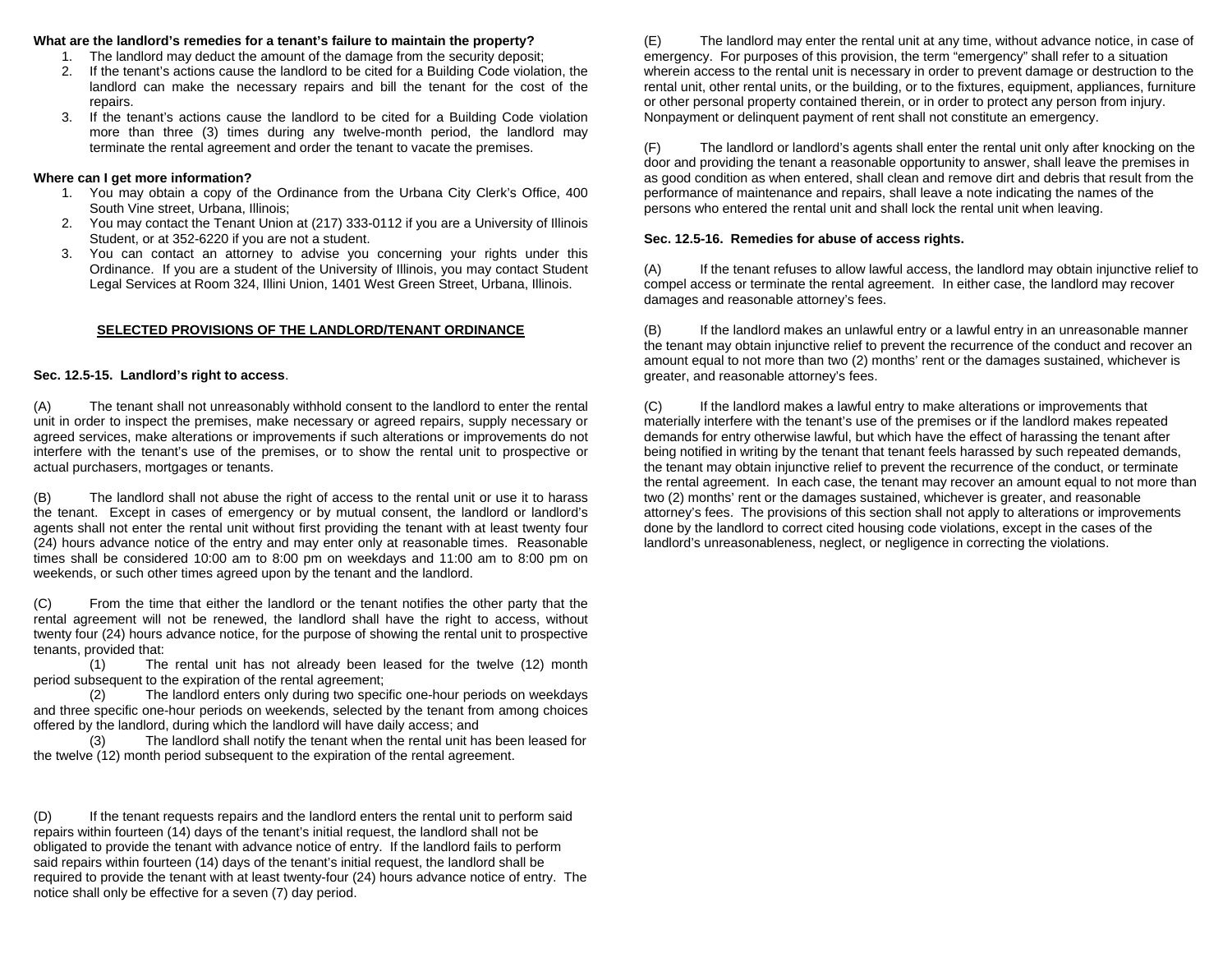**What are the landlord's remedies for a tenant's failure to maintain the property?**

1. The landlord may deduct the amount of the damage from the security deposit;
2. If the tenant's actions cause the landlord to be cited for a Building Code violation, the landlord can make the necessary repairs and bill the tenant for the cost of the repairs.
3. If the tenant's actions cause the landlord to be cited for a Building Code violation more than three (3) times during any twelve-month period, the landlord may terminate the rental agreement and order the tenant to vacate the premises.

**Where can I get more information?**

1. You may obtain a copy of the Ordinance from the Urbana City Clerk's Office, 400 South Vine street, Urbana, Illinois;
2. You may contact the Tenant Union at (217) 333-0112 if you are a University of Illinois Student, or at 352-6220 if you are not a student.
3. You can contact an attorney to advise you concerning your rights under this Ordinance. If you are a student of the University of Illinois, you may contact Student Legal Services at Room 324, Illini Union, 1401 West Green Street, Urbana, Illinois.

## SELECTED PROVISIONS OF THE LANDLORD/TENANT ORDINANCE

**Sec. 12.5-15. Landlord's right to access**.

(A) The tenant shall not unreasonably withhold consent to the landlord to enter the rental unit in order to inspect the premises, make necessary or agreed repairs, supply necessary or agreed services, make alterations or improvements if such alterations or improvements do not interfere with the tenant's use of the premises, or to show the rental unit to prospective or actual purchasers, mortgages or tenants.

(B) The landlord shall not abuse the right of access to the rental unit or use it to harass the tenant. Except in cases of emergency or by mutual consent, the landlord or landlord's agents shall not enter the rental unit without first providing the tenant with at least twenty four (24) hours advance notice of the entry and may enter only at reasonable times. Reasonable times shall be considered 10:00 am to 8:00 pm on weekdays and 11:00 am to 8:00 pm on weekends, or such other times agreed upon by the tenant and the landlord.

(C) From the time that either the landlord or the tenant notifies the other party that the rental agreement will not be renewed, the landlord shall have the right to access, without twenty four (24) hours advance notice, for the purpose of showing the rental unit to prospective tenants, provided that:

(1) The rental unit has not already been leased for the twelve (12) month period subsequent to the expiration of the rental agreement;

(2) The landlord enters only during two specific one-hour periods on weekdays and three specific one-hour periods on weekends, selected by the tenant from among choices offered by the landlord, during which the landlord will have daily access; and

(3) The landlord shall notify the tenant when the rental unit has been leased for the twelve (12) month period subsequent to the expiration of the rental agreement.

(D) If the tenant requests repairs and the landlord enters the rental unit to perform said repairs within fourteen (14) days of the tenant's initial request, the landlord shall not be obligated to provide the tenant with advance notice of entry. If the landlord fails to perform said repairs within fourteen (14) days of the tenant's initial request, the landlord shall be required to provide the tenant with at least twenty-four (24) hours advance notice of entry. The notice shall only be effective for a seven (7) day period.

(E) The landlord may enter the rental unit at any time, without advance notice, in case of emergency. For purposes of this provision, the term "emergency" shall refer to a situation wherein access to the rental unit is necessary in order to prevent damage or destruction to the rental unit, other rental units, or the building, or to the fixtures, equipment, appliances, furniture or other personal property contained therein, or in order to protect any person from injury. Nonpayment or delinquent payment of rent shall not constitute an emergency.

(F) The landlord or landlord's agents shall enter the rental unit only after knocking on the door and providing the tenant a reasonable opportunity to answer, shall leave the premises in as good condition as when entered, shall clean and remove dirt and debris that result from the performance of maintenance and repairs, shall leave a note indicating the names of the persons who entered the rental unit and shall lock the rental unit when leaving.

**Sec. 12.5-16. Remedies for abuse of access rights.**

(A) If the tenant refuses to allow lawful access, the landlord may obtain injunctive relief to compel access or terminate the rental agreement. In either case, the landlord may recover damages and reasonable attorney's fees.

(B) If the landlord makes an unlawful entry or a lawful entry in an unreasonable manner the tenant may obtain injunctive relief to prevent the recurrence of the conduct and recover an amount equal to not more than two (2) months' rent or the damages sustained, whichever is greater, and reasonable attorney's fees.

(C) If the landlord makes a lawful entry to make alterations or improvements that materially interfere with the tenant's use of the premises or if the landlord makes repeated demands for entry otherwise lawful, but which have the effect of harassing the tenant after being notified in writing by the tenant that tenant feels harassed by such repeated demands, the tenant may obtain injunctive relief to prevent the recurrence of the conduct, or terminate the rental agreement. In each case, the tenant may recover an amount equal to not more than two (2) months' rent or the damages sustained, whichever is greater, and reasonable attorney's fees. The provisions of this section shall not apply to alterations or improvements done by the landlord to correct cited housing code violations, except in the cases of the landlord's unreasonableness, neglect, or negligence in correcting the violations.